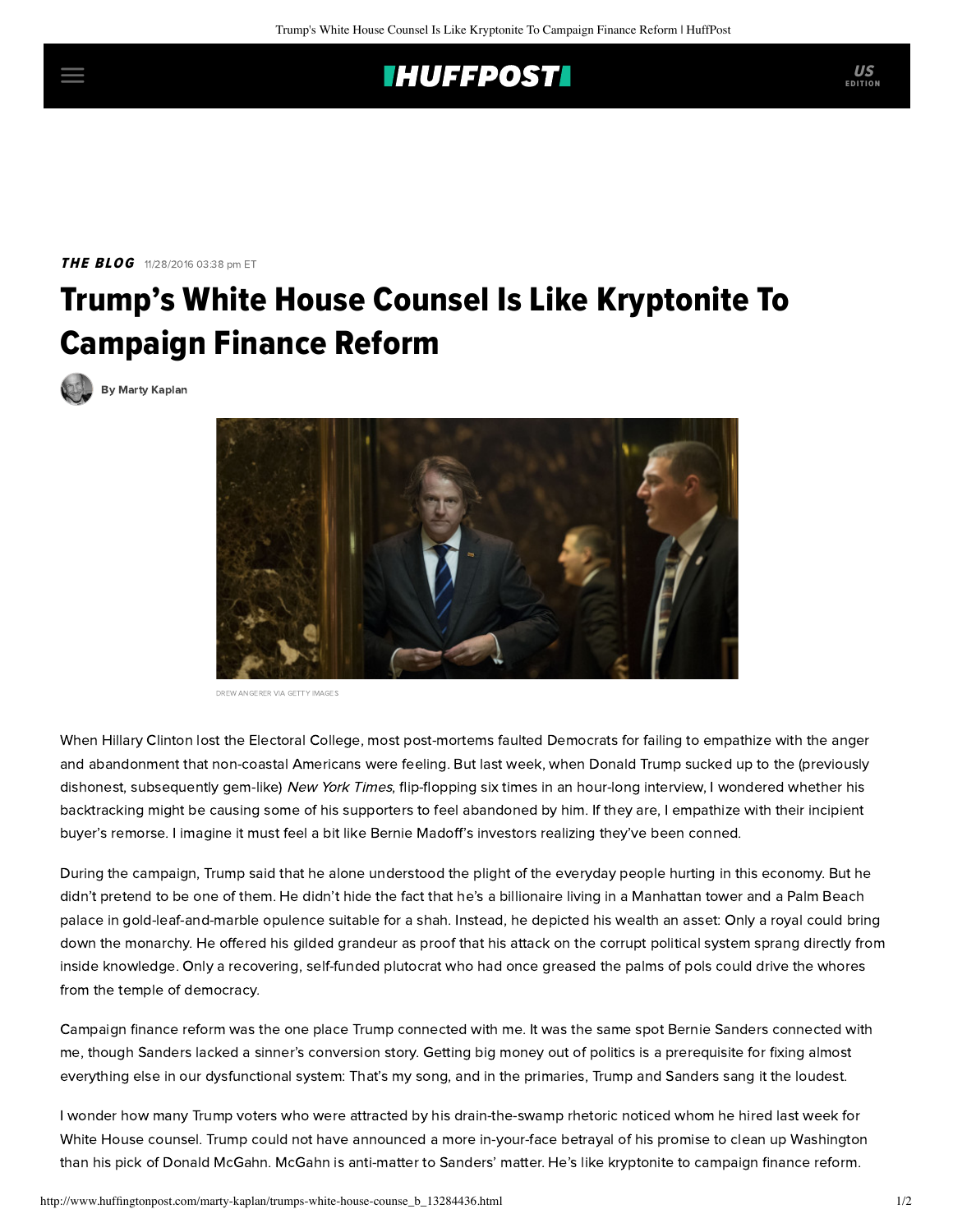**THE BLOG** 11/28/2016 03:38 pm ET

# Trump's White House Counsel Is Like Kryptonite To Campaign Finance Reform

By Marty Kaplan

DREW ANGERER VIA GETTY IMAGES

When Hillary Clinton lost the Electoral College, most post-mortems faulted Democrats for failing to empathize with the anger and abandonment that non-coastal Americans were feeling. But last week, when Donald Trump sucked up to the (previously dishonest, subsequently gem-like) *New York Times*, flip-flopping six times in an hour-long interview, I wondered whether his backtracking might be causing some of his supporters to feel abandoned by him. If they are, I empathize with their incipient buyer's remorse. I imagine it must feel a bit like Bernie Madoff's investors realizing they've been conned.

During the campaign, Trump said that he alone understood the plight of the everyday people hurting in this economy. But he didn't pretend to be one of them. He didn't hide the fact that he's a billionaire living in a Manhattan tower and a Palm Beach palace in gold-leaf-and-marble opulence suitable for a shah. Instead, he depicted his wealth an asset: Only a royal could bring down the monarchy. He offered his gilded grandeur as proof that his attack on the corrupt political system sprang directly from inside knowledge. Only a recovering, self-funded plutocrat who had once greased the palms of pols could drive the whores from the temple of democracy.

Campaign finance reform was the one place Trump connected with me. It was the same spot Bernie Sanders connected with me, though Sanders lacked a sinner's conversion story. Getting big money out of politics is a prerequisite for fixing almost everything else in our dysfunctional system: That's my song, and in the primaries, Trump and Sanders sang it the loudest.

I wonder how many Trump voters who were attracted by his drain-the-swamp rhetoric noticed whom he hired last week for White House counsel. Trump could not have announced a more in-your-face betrayal of his promise to clean up Washington than his pick of Donald McGahn. McGahn is anti-matter to Sanders' matter. He's like kryptonite to campaign finance reform.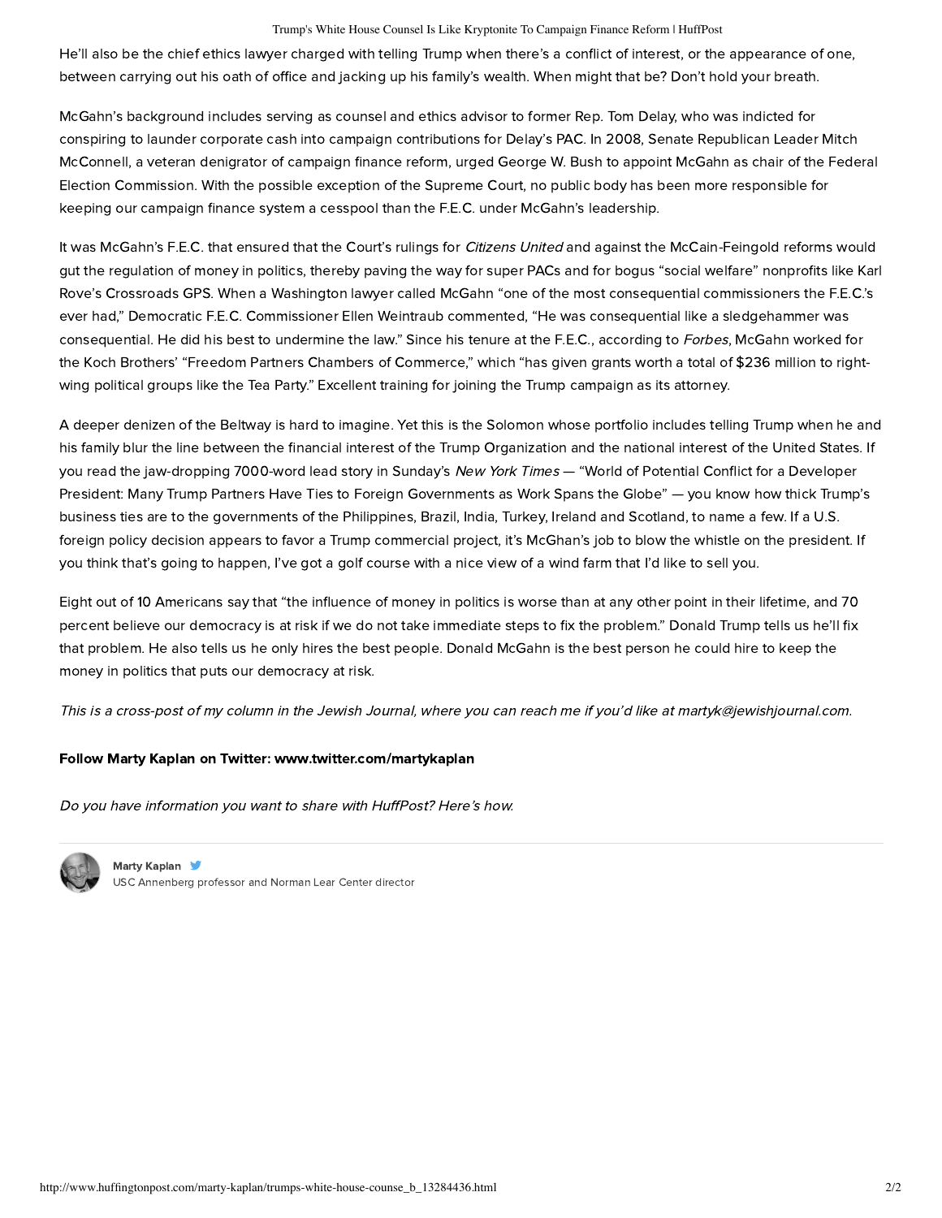He'll also be the chief ethics lawyer charged with telling Trump when there's a conflict of interest, or the appearance of one, between carrying out his oath of office and jacking up his family's wealth. When might that be? Don't hold your breath.

McGahn's background includes serving as counsel and ethics advisor to former Rep. Tom Delay, who was indicted for conspiring to launder corporate cash into campaign contributions for Delay's PAC. In 2008, Senate Republican Leader Mitch McConnell, a veteran denigrator of campaign finance reform, urged George W. Bush to appoint McGahn as chair of the Federal Election Commission. With the possible exception of the Supreme Court, no public body has been more responsible for keeping our campaign finance system a cesspool than the F.E.C. under McGahn's leadership.

It was McGahn's F.E.C. that ensured that the Court's rulings for *Citizens United* and against the McCain-Feingold reforms would gut the regulation of money in politics, thereby paving the way for super PACs and for bogus "social welfare" nonprofits like Karl Rove's Crossroads GPS. When a Washington lawyer called McGahn "one of the most consequential commissioners the F.E.C.'s ever had," Democratic F.E.C. Commissioner Ellen Weintraub commented, "He was consequential like a sledgehammer was consequential. He did his best to undermine the law." Since his tenure at the F.E.C., according to *Forbes*, McGahn worked for the Koch Brothers' "Freedom Partners Chambers of Commerce," which "has given grants worth a total of $236 million to right-wing political groups like the Tea Party." Excellent training for joining the Trump campaign as its attorney.

A deeper denizen of the Beltway is hard to imagine. Yet this is the Solomon whose portfolio includes telling Trump when he and his family blur the line between the financial interest of the Trump Organization and the national interest of the United States. If you read the jaw-dropping 7000-word lead story in Sunday's *New York Times* — "World of Potential Conflict for a Developer President: Many Trump Partners Have Ties to Foreign Governments as Work Spans the Globe" — you know how thick Trump's business ties are to the governments of the Philippines, Brazil, India, Turkey, Ireland and Scotland, to name a few. If a U.S. foreign policy decision appears to favor a Trump commercial project, it's McGhan's job to blow the whistle on the president. If you think that's going to happen, I've got a golf course with a nice view of a wind farm that I'd like to sell you.

Eight out of 10 Americans say that "the influence of money in politics is worse than at any other point in their lifetime, and 70 percent believe our democracy is at risk if we do not take immediate steps to fix the problem." Donald Trump tells us he'll fix that problem. He also tells us he only hires the best people. Donald McGahn is the best person he could hire to keep the money in politics that puts our democracy at risk.

*This is a cross-post of my column in the Jewish Journal, where you can reach me if you'd like at martyk@jewishjournal.com.*

**Follow Marty Kaplan on Twitter: www.twitter.com/martykaplan**

*Do you have information you want to share with HuffPost? Here's how.*

**Marty Kaplan**
USC Annenberg professor and Norman Lear Center director